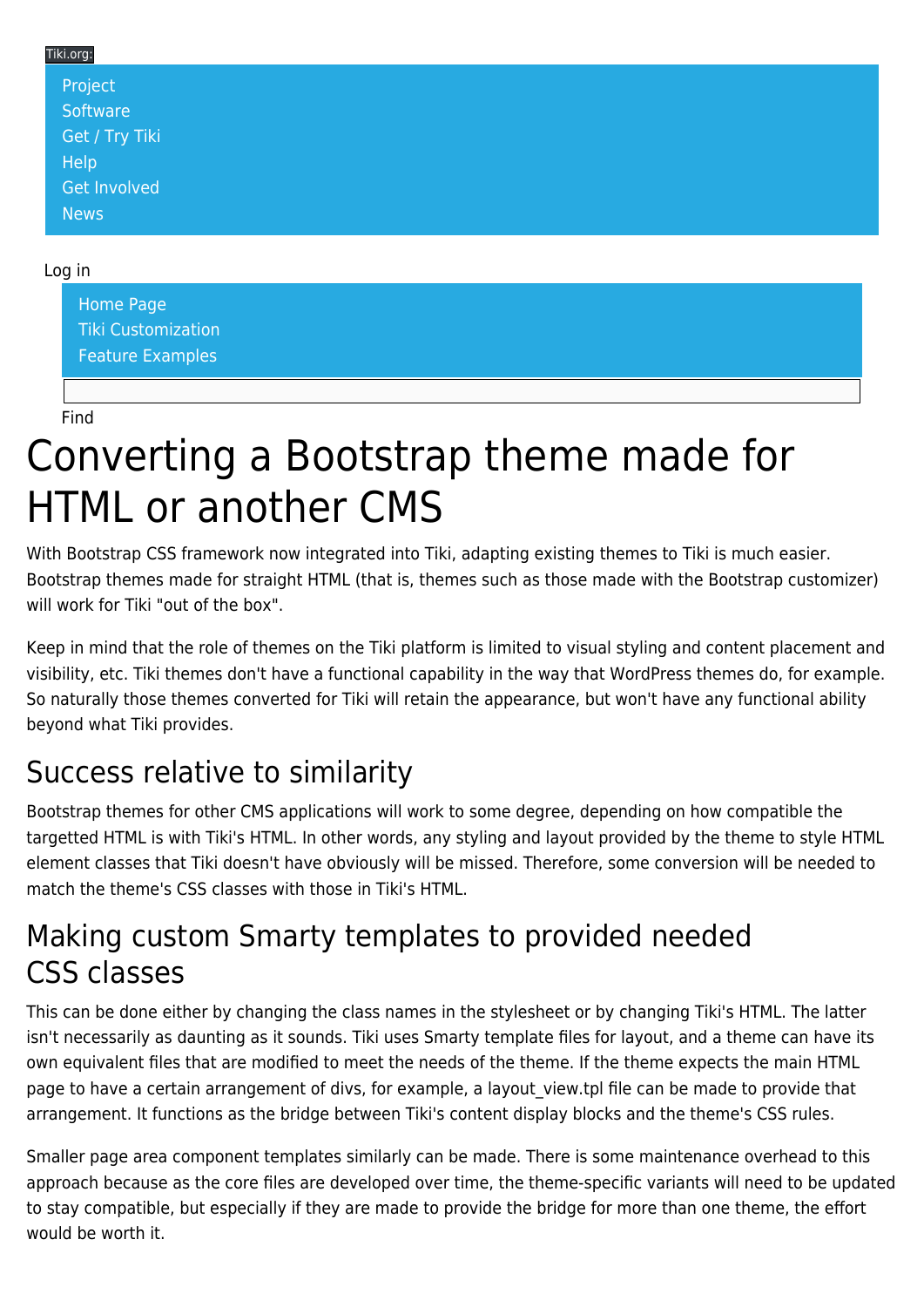Tiki.org:

- Project
- Software
- Get / Try Tiki
- Help
- Get Involved
- News

Log in

- Home Page
- Tiki Customization
- Feature Examples

Find

# Converting a Bootstrap theme made for HTML or another CMS

With Bootstrap CSS framework now integrated into Tiki, adapting existing themes to Tiki is much easier. Bootstrap themes made for straight HTML (that is, themes such as those made with the Bootstrap customizer) will work for Tiki "out of the box".

Keep in mind that the role of themes on the Tiki platform is limited to visual styling and content placement and visibility, etc. Tiki themes don't have a functional capability in the way that WordPress themes do, for example. So naturally those themes converted for Tiki will retain the appearance, but won't have any functional ability beyond what Tiki provides.

## Success relative to similarity

Bootstrap themes for other CMS applications will work to some degree, depending on how compatible the targetted HTML is with Tiki's HTML. In other words, any styling and layout provided by the theme to style HTML element classes that Tiki doesn't have obviously will be missed. Therefore, some conversion will be needed to match the theme's CSS classes with those in Tiki's HTML.

## Making custom Smarty templates to provided needed CSS classes

This can be done either by changing the class names in the stylesheet or by changing Tiki's HTML. The latter isn't necessarily as daunting as it sounds. Tiki uses Smarty template files for layout, and a theme can have its own equivalent files that are modified to meet the needs of the theme. If the theme expects the main HTML page to have a certain arrangement of divs, for example, a layout_view.tpl file can be made to provide that arrangement. It functions as the bridge between Tiki's content display blocks and the theme's CSS rules.

Smaller page area component templates similarly can be made. There is some maintenance overhead to this approach because as the core files are developed over time, the theme-specific variants will need to be updated to stay compatible, but especially if they are made to provide the bridge for more than one theme, the effort would be worth it.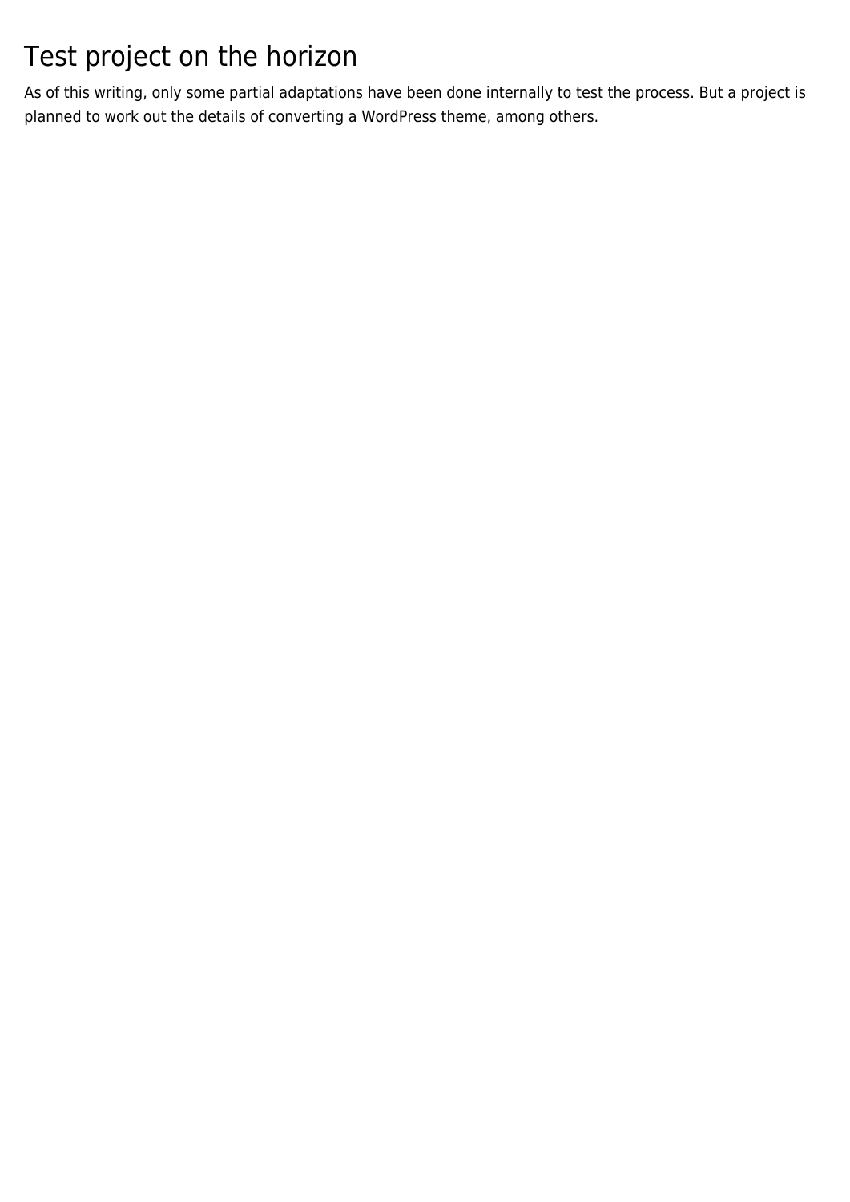## Test project on the horizon

As of this writing, only some partial adaptations have been done internally to test the process. But a project is planned to work out the details of converting a WordPress theme, among others.